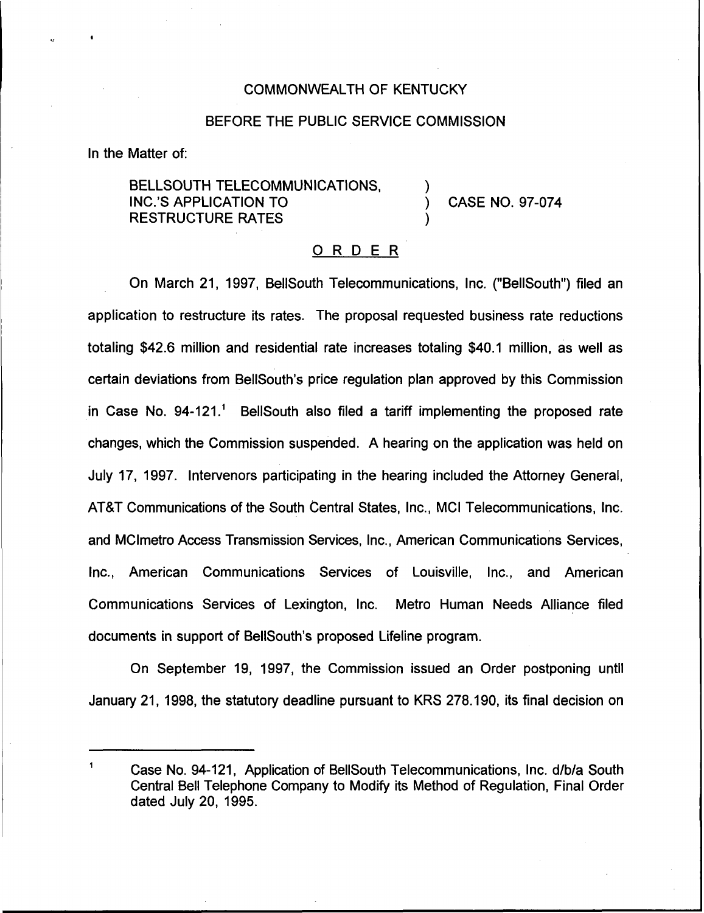COMMONWEALTH OF KENTUCKY

BEFORE THE PUBLIC SERVICE COMMISSION

In the Matter of:

BELLSOUTH TELECOMMUNICATIONS, INC.'S APPLICATION TO RESTRUCTURE RATES ) CASE NO. 97-074

## O R D E R

On March 21, 1997, BellSouth Telecommunications, Inc. ("BellSouth") filed an application to restructure its rates. The proposal requested business rate reductions totaling $42.6 million and residential rate increases totaling $40.1 million, as well as certain deviations from BellSouth's price regulation plan approved by this Commission in Case No. 94-121.[1] BellSouth also filed a tariff implementing the proposed rate changes, which the Commission suspended. A hearing on the application was held on July 17, 1997. Intervenors participating in the hearing included the Attorney General, AT&T Communications of the South Central States, Inc., MCI Telecommunications, Inc. and MCImetro Access Transmission Services, Inc., American Communications Services, Inc., American Communications Services of Louisville, Inc., and American Communications Services of Lexington, Inc. Metro Human Needs Alliance filed documents in support of BellSouth's proposed Lifeline program.

On September 19, 1997, the Commission issued an Order postponing until January 21, 1998, the statutory deadline pursuant to KRS 278.190, its final decision on

---

[1] Case No. 94-121, Application of BellSouth Telecommunications, Inc. d/b/a South Central Bell Telephone Company to Modify its Method of Regulation, Final Order dated July 20, 1995.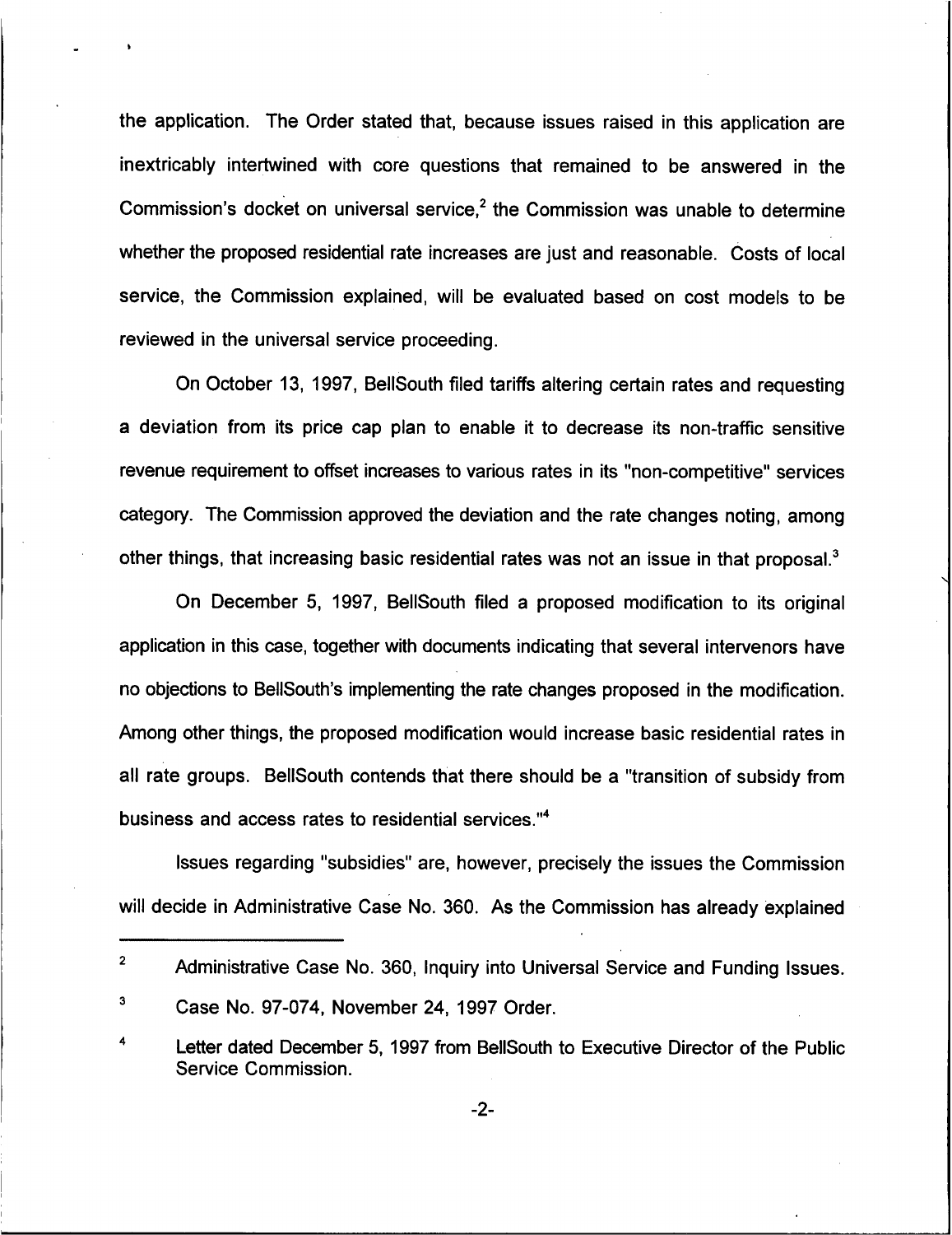the application. The Order stated that, because issues raised in this application are inextricably intertwined with core questions that remained to be answered in the Commission's docket on universal service,[2] the Commission was unable to determine whether the proposed residential rate increases are just and reasonable. Costs of local service, the Commission explained, will be evaluated based on cost models to be reviewed in the universal service proceeding.

On October 13, 1997, BellSouth filed tariffs altering certain rates and requesting a deviation from its price cap plan to enable it to decrease its non-traffic sensitive revenue requirement to offset increases to various rates in its "non-competitive" services category. The Commission approved the deviation and the rate changes noting, among other things, that increasing basic residential rates was not an issue in that proposal.[3]

On December 5, 1997, BellSouth filed a proposed modification to its original application in this case, together with documents indicating that several intervenors have no objections to BellSouth's implementing the rate changes proposed in the modification. Among other things, the proposed modification would increase basic residential rates in all rate groups. BellSouth contends that there should be a "transition of subsidy from business and access rates to residential services."[4]

Issues regarding "subsidies" are, however, precisely the issues the Commission will decide in Administrative Case No. 360. As the Commission has already explained

---

[2] Administrative Case No. 360, Inquiry into Universal Service and Funding Issues.

[3] Case No. 97-074, November 24, 1997 Order.

[4] Letter dated December 5, 1997 from BellSouth to Executive Director of the Public Service Commission.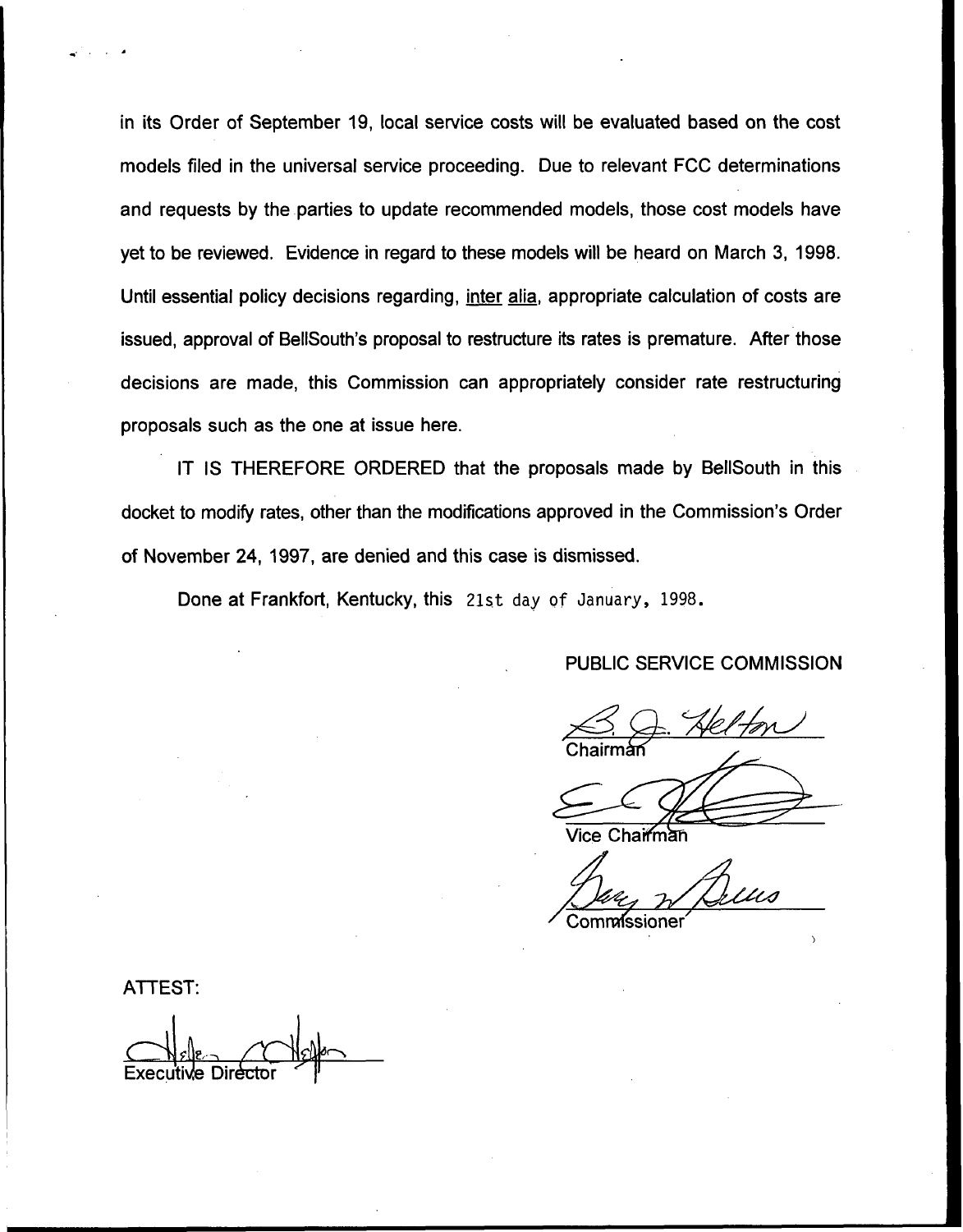in its Order of September 19, local service costs will be evaluated based on the cost models filed in the universal service proceeding. Due to relevant FCC determinations and requests by the parties to update recommended models, those cost models have yet to be reviewed. Evidence in regard to these models will be heard on March 3, 1998. Until essential policy decisions regarding, inter alia, appropriate calculation of costs are issued, approval of BellSouth's proposal to restructure its rates is premature. After those decisions are made, this Commission can appropriately consider rate restructuring proposals such as the one at issue here.

IT IS THEREFORE ORDERED that the proposals made by BellSouth in this docket to modify rates, other than the modifications approved in the Commission's Order of November 24, 1997, are denied and this case is dismissed.

Done at Frankfort, Kentucky, this 21st day of January, 1998.

PUBLIC SERVICE COMMISSION

Chairman

Vice Chairman

Commissioner

ATTEST:

Executive Director